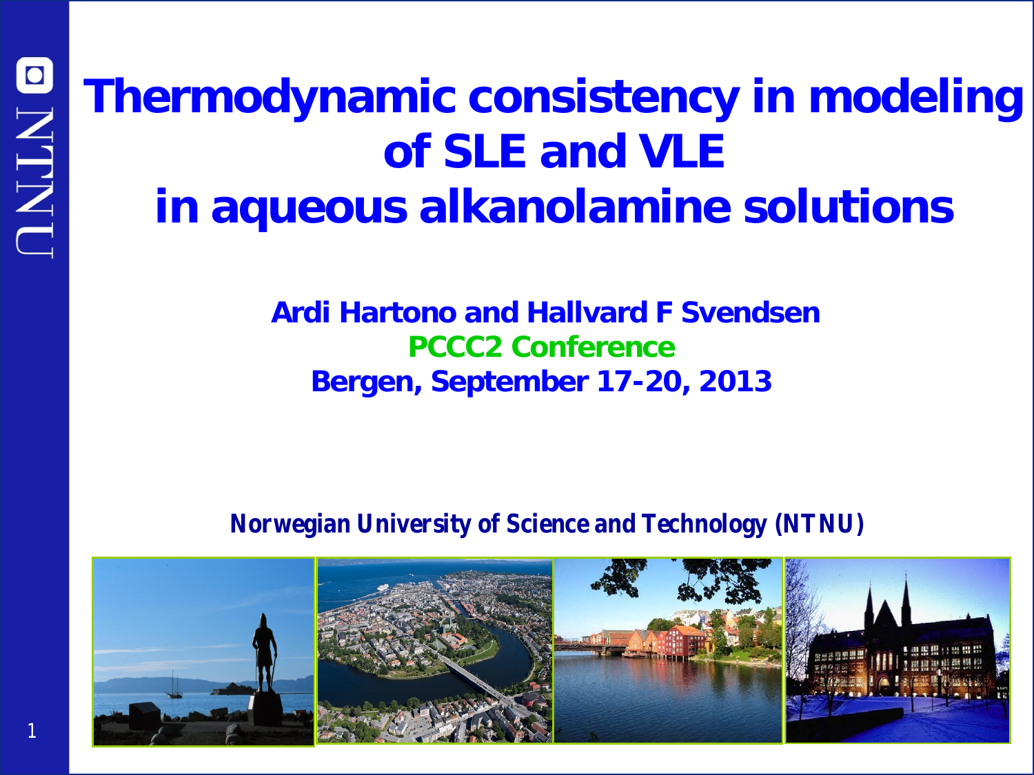# Thermodynamic consistency in modeling of SLE and VLE in aqueous alkanolamine solutions

**Ardi Hartono and Hallvard F Svendsen**

**PCCC2 Conference**

**Bergen, September 17-20, 2013**

***Norwegian University of Science and Technology (NTNU)***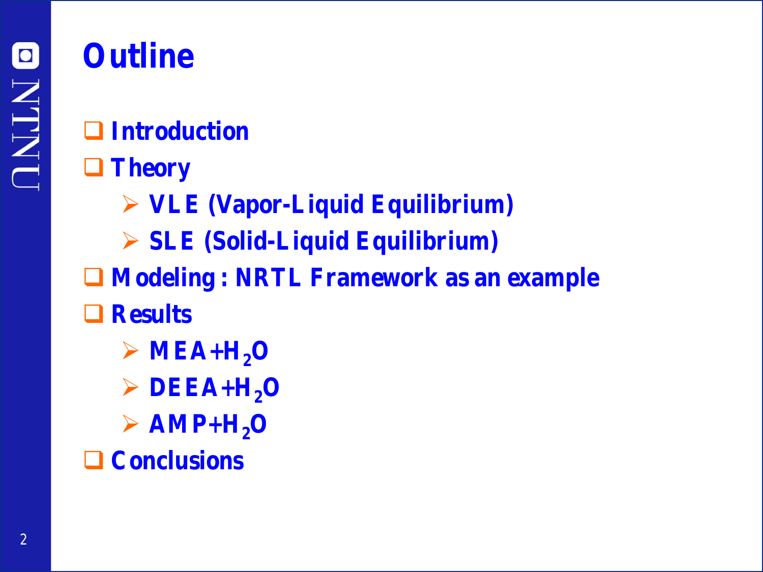# Outline

- Introduction
- Theory
  - VLE (Vapor-Liquid Equilibrium)
  - SLE (Solid-Liquid Equilibrium)
- Modeling : NRTL Framework as an example
- Results
  - MEA+$H_2O$
  - DEEA+$H_2O$
  - AMP+$H_2O$
- Conclusions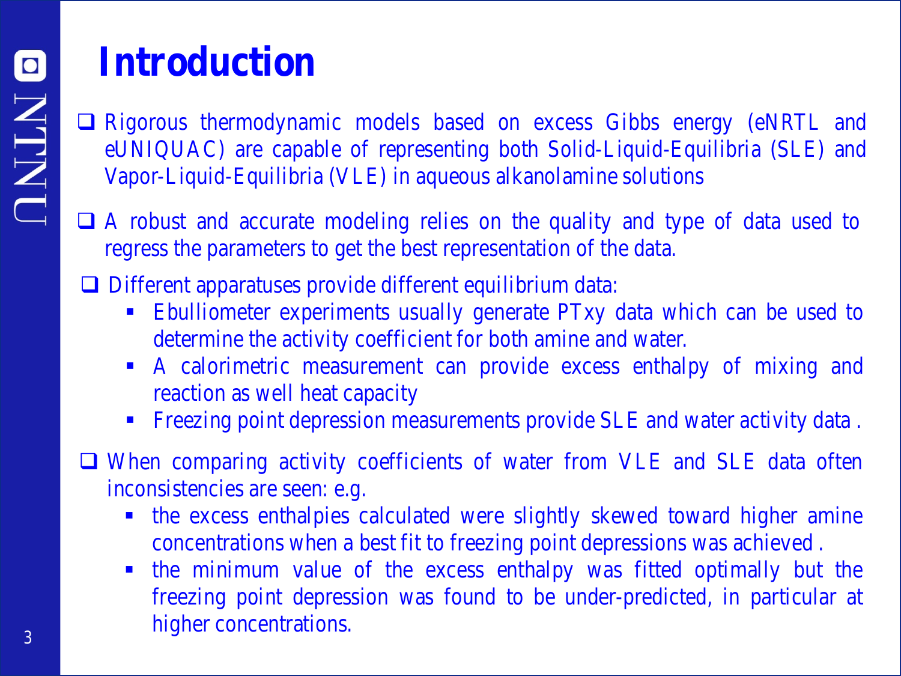# Introduction

- Rigorous thermodynamic models based on excess Gibbs energy (eNRTL and eUNIQUAC) are capable of representing both Solid-Liquid-Equilibria (SLE) and Vapor-Liquid-Equilibria (VLE) in aqueous alkanolamine solutions
- A robust and accurate modeling relies on the quality and type of data used to regress the parameters to get the best representation of the data.
- Different apparatuses provide different equilibrium data:
  - Ebulliometer experiments usually generate PTxy data which can be used to determine the activity coefficient for both amine and water.
  - A calorimetric measurement can provide excess enthalpy of mixing and reaction as well heat capacity
  - Freezing point depression measurements provide SLE and water activity data .
- When comparing activity coefficients of water from VLE and SLE data often inconsistencies are seen: e.g.
  - the excess enthalpies calculated were slightly skewed toward higher amine concentrations when a best fit to freezing point depressions was achieved .
  - the minimum value of the excess enthalpy was fitted optimally but the freezing point depression was found to be under-predicted, in particular at higher concentrations.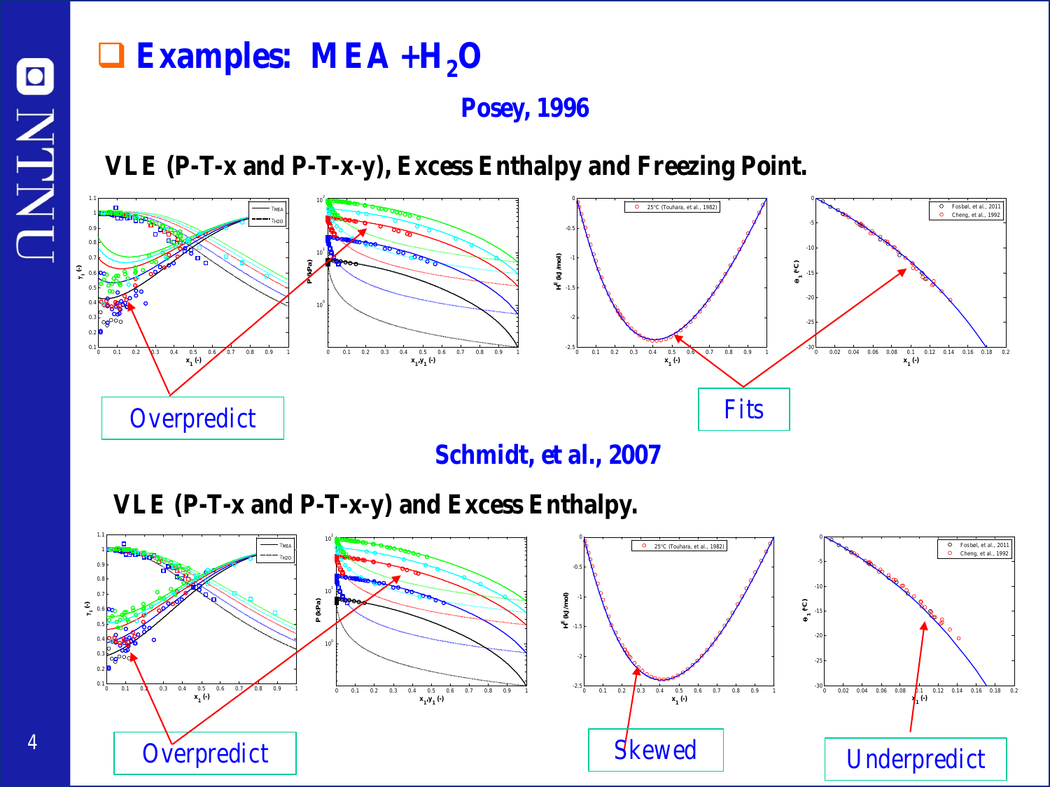# Examples: MEA + $H_2O$

**Posey, 1996**

**VLE (P-T-x and P-T-x-y), Excess Enthalpy and Freezing Point.**

Overpredict

Fits

**Schmidt, et al., 2007**

**VLE (P-T-x and P-T-x-y) and Excess Enthalpy.**

Overpredict

Skewed

Underpredict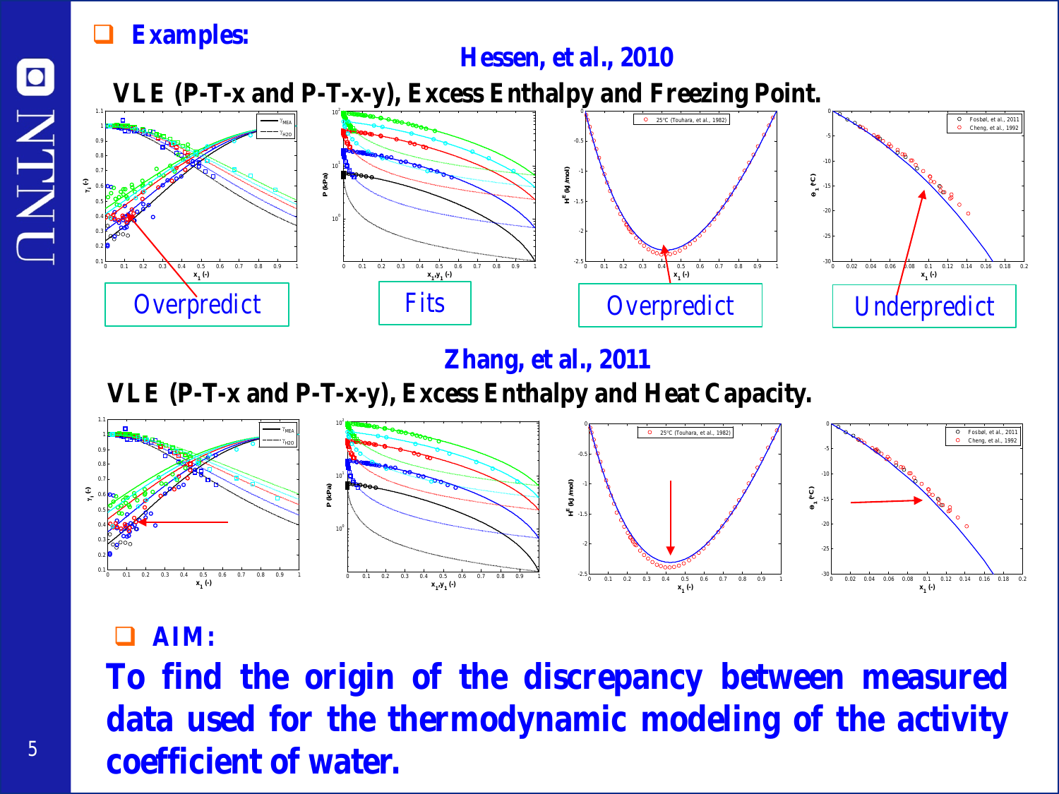- **Examples:**

## Hessen, et al., 2010

### VLE (P-T-x and P-T-x-y), Excess Enthalpy and Freezing Point.

Overpredict

Fits

Overpredict

Underpredict

## Zhang, et al., 2011

### VLE (P-T-x and P-T-x-y), Excess Enthalpy and Heat Capacity.

- **AIM:**

**To find the origin of the discrepancy between measured data used for the thermodynamic modeling of the activity coefficient of water.**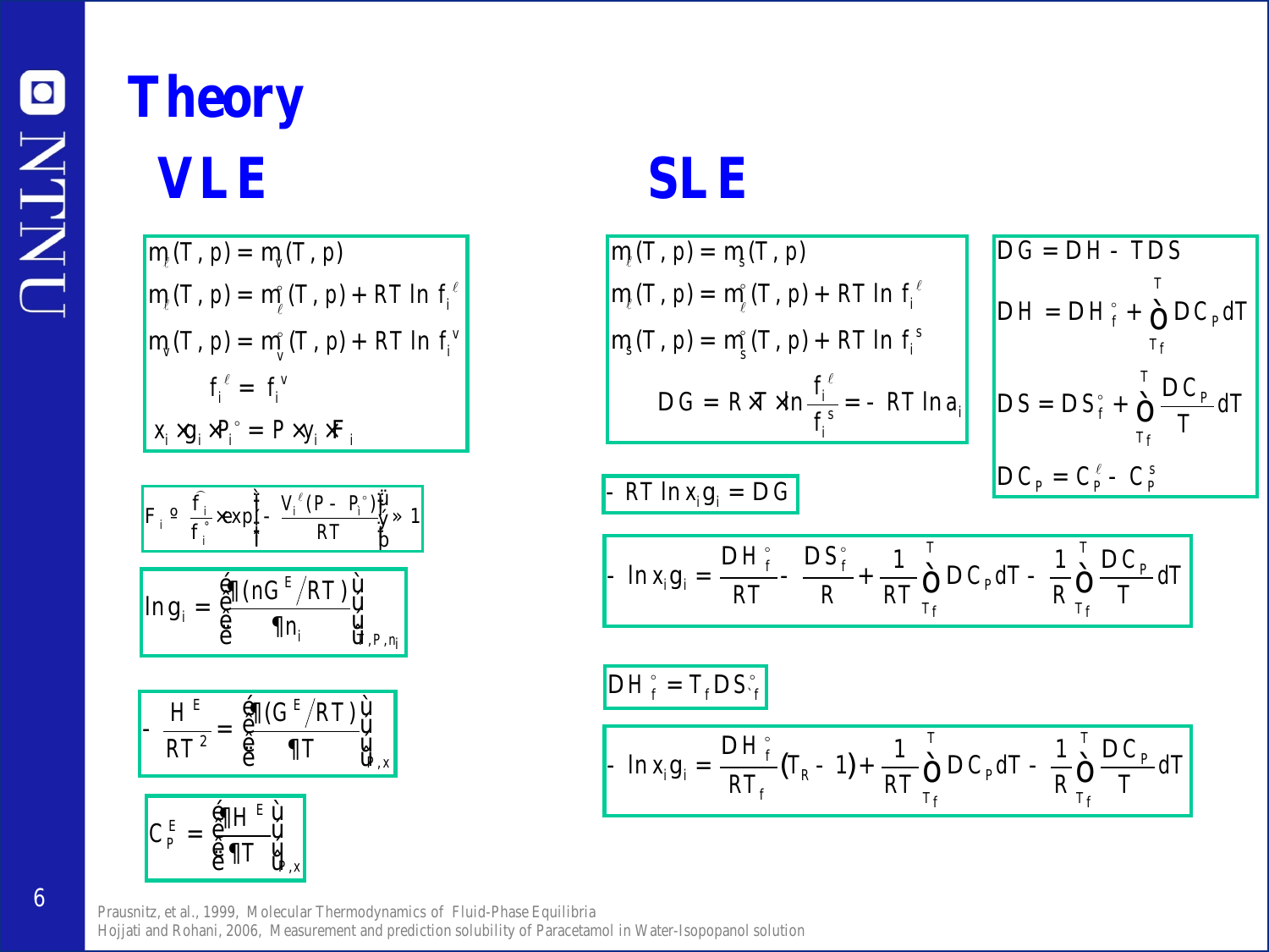# Theory

## VLE

$$\mu_\ell(T,p) = \mu_v(T,p)$$

$$\mu_\ell(T,p) = \mu_\ell^\circ(T,p) + RT\ln f_i^\ell$$

$$\mu_v(T,p) = \mu_v^\circ(T,p) + RT\ln f_i^v$$

$$f_i^\ell = f_i^v$$

$$x_i \cdot \gamma_i \cdot P_i^\circ = P \cdot y_i \cdot \Phi_i$$

$$\Phi_i \equiv \frac{\hat{f}_i}{f_i^\circ} \cdot \exp\left\{-\frac{V_i^\ell (P - P_i^\circ)}{RT}\right\} \approx 1$$

$$\ln \gamma_i = \left[\frac{\partial (nG^E/RT)}{\partial n_i}\right]_{T,P,n_j}$$

$$-\frac{H^E}{RT^2} = \left[\frac{\partial (G^E/RT)}{\partial T}\right]_{P,x}$$

$$C_P^E = \left[\frac{\partial H^E}{\partial T}\right]_{P,x}$$

## SLE

$$\mu_\ell(T,p) = \mu_s(T,p)$$

$$\mu_\ell(T,p) = \mu_\ell^\circ(T,p) + RT\ln f_i^\ell$$

$$\mu_s(T,p) = \mu_s^\circ(T,p) + RT\ln f_i^s$$

$$\Delta G = R \cdot T \cdot \ln \frac{f_i^\ell}{f_i^s} = -RT\ln a_i$$

$$\Delta G = \Delta H - T\Delta S$$

$$\Delta H = \Delta H_f^\circ + \int_{T_f}^{T} \Delta C_P \, dT$$

$$\Delta S = \Delta S_f^\circ + \int_{T_f}^{T} \frac{\Delta C_P}{T} \, dT$$

$$\Delta C_P = C_P^\ell - C_P^s$$

$$-RT\ln x_i \gamma_i = \Delta G$$

$$-\ln x_i \gamma_i = \frac{\Delta H_f^\circ}{RT} - \frac{\Delta S_f^\circ}{R} + \frac{1}{RT}\int_{T_f}^{T} \Delta C_P \, dT - \frac{1}{R}\int_{T_f}^{T} \frac{\Delta C_P}{T} \, dT$$

$$\Delta H_f^\circ = T_f \Delta S_f^\circ$$

$$-\ln x_i \gamma_i = \frac{\Delta H_f^\circ}{RT_f}(T_R - 1) + \frac{1}{RT}\int_{T_f}^{T} \Delta C_P \, dT - \frac{1}{R}\int_{T_f}^{T} \frac{\Delta C_P}{T} \, dT$$

Prausnitz, et al., 1999, Molecular Thermodynamics of Fluid-Phase Equilibria

Hojjati and Rohani, 2006, Measurement and prediction solubility of Paracetamol in Water-Isopopanol solution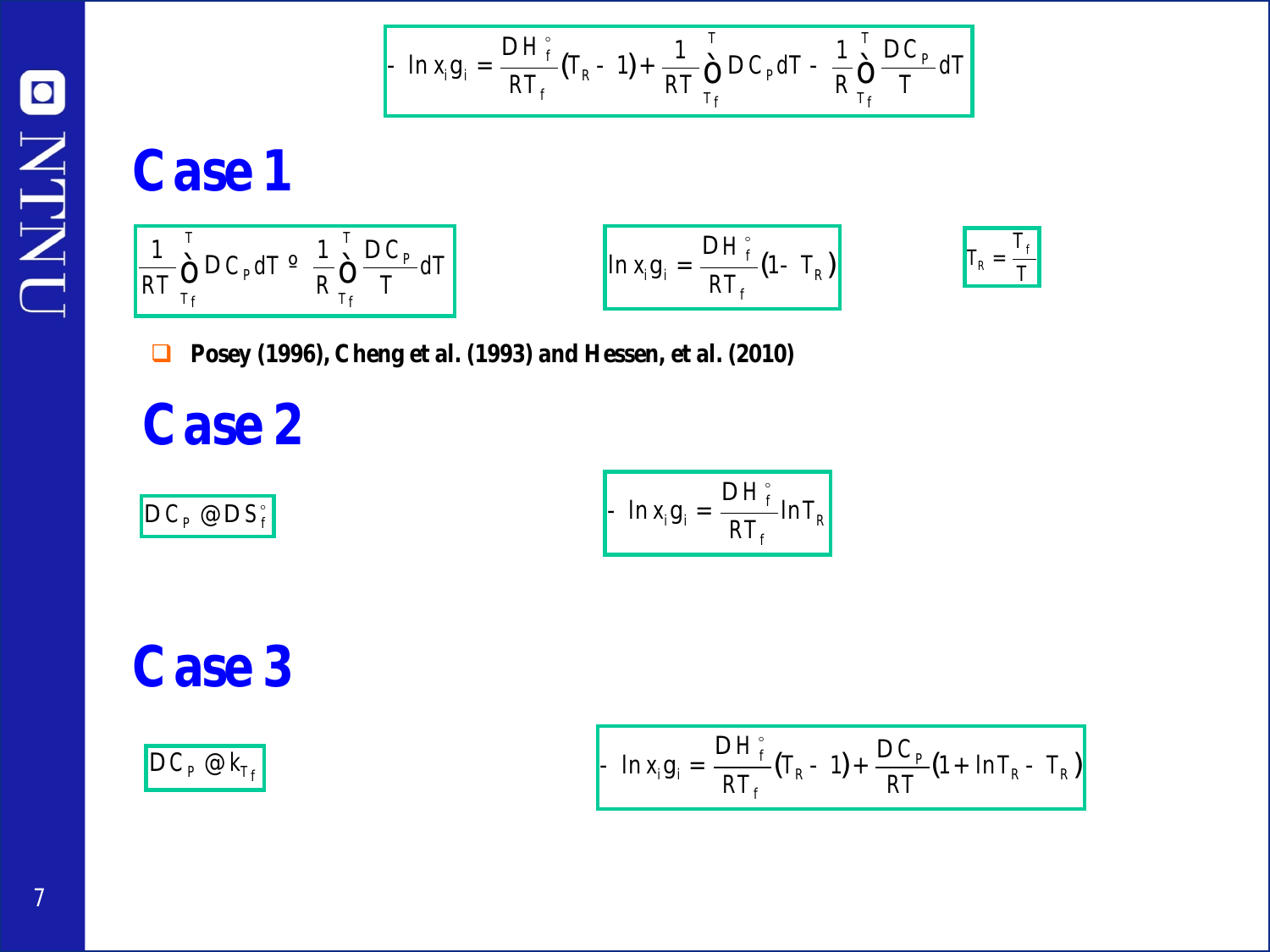$$-\ln x_i \gamma_i = \frac{\Delta H_f^\circ}{RT_f}(T_R - 1) + \frac{1}{RT}\int_{T_f}^{T} \Delta C_p \, dT - \frac{1}{R}\int_{T_f}^{T} \frac{\Delta C_P}{T} dT$$

# Case 1

$$\frac{1}{RT}\int_{T_f}^{T} \Delta C_p \, dT \equiv \frac{1}{R}\int_{T_f}^{T} \frac{\Delta C_P}{T} dT$$

$$\ln x_i \gamma_i = \frac{\Delta H_f^\circ}{RT_f}(1 - T_R)$$

$$T_R = \frac{T_f}{T}$$

- **Posey (1996), Cheng et al. (1993) and Hessen, et al. (2010)**

# Case 2

$$\Delta C_P \cong \Delta S_f^\circ$$

$$-\ln x_i \gamma_i = \frac{\Delta H_f^\circ}{RT_f}\ln T_R$$

# Case 3

$$\Delta C_P \cong k_{T_f}$$

$$-\ln x_i \gamma_i = \frac{\Delta H_f^\circ}{RT_f}(T_R - 1) + \frac{\Delta C_P}{RT}(1 + \ln T_R - T_R)$$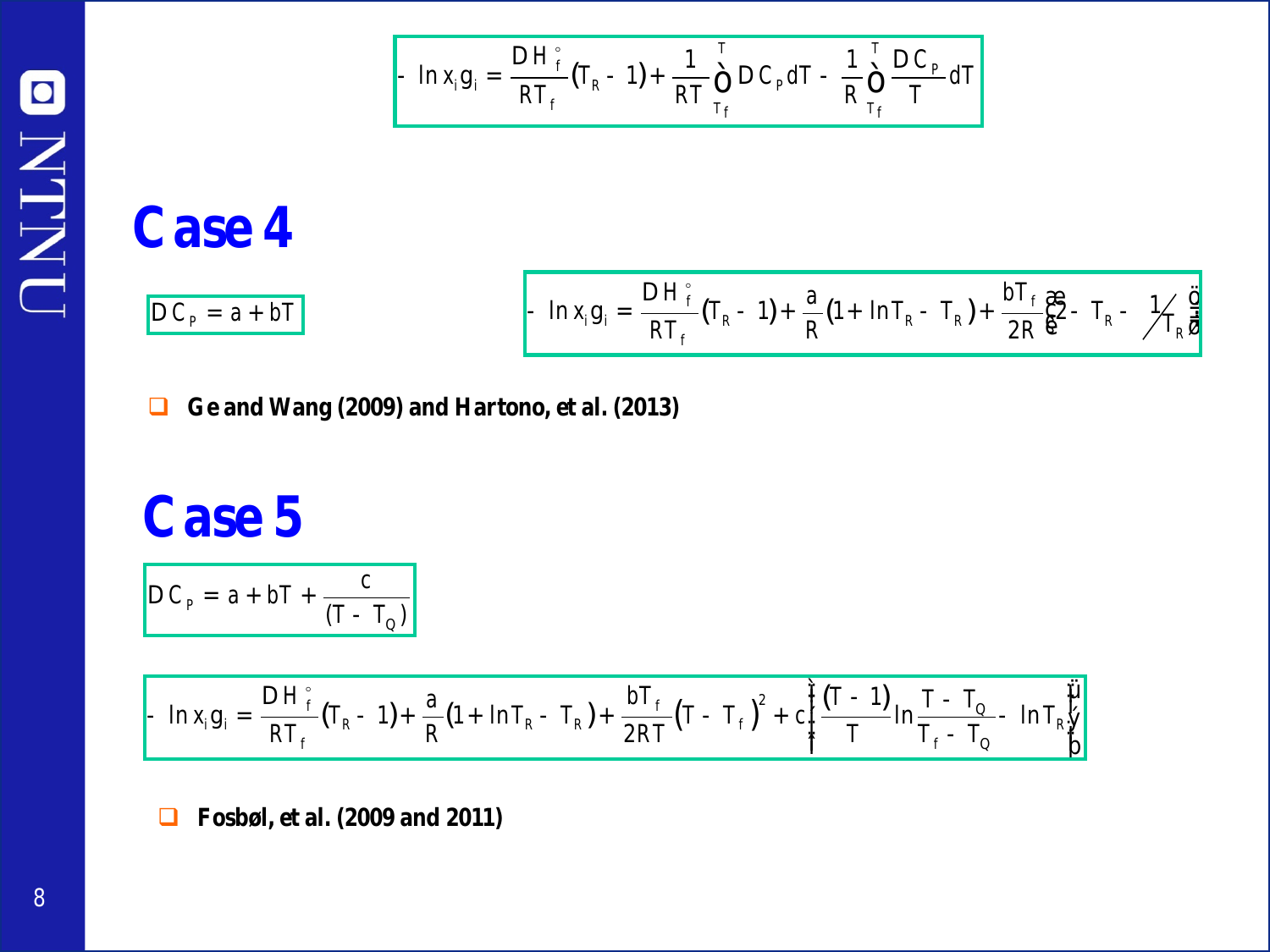$$-\ln x_i \gamma_i = \frac{\Delta H_f^\circ}{RT_f}(T_R - 1) + \frac{1}{RT}\int_{T_f}^{T} \Delta C_p dT - \frac{1}{R}\int_{T_f}^{T} \frac{\Delta C_p}{T} dT$$

# Case 4

$$\Delta C_p = a + bT$$

$$-\ln x_i \gamma_i = \frac{\Delta H_f^\circ}{RT_f}(T_R - 1) + \frac{a}{R}(1 + \ln T_R - T_R) + \frac{bT_f}{2R}\left(2 - T_R - \frac{1}{T_R}\right)$$

- **Ge and Wang (2009) and Hartono, et al. (2013)**

# Case 5

$$\Delta C_p = a + bT + \frac{c}{(T - T_Q)}$$

$$-\ln x_i \gamma_i = \frac{\Delta H_f^\circ}{RT_f}(T_R - 1) + \frac{a}{R}(1 + \ln T_R - T_R) + \frac{bT_f}{2RT}(T - T_f)^2 + c\left\{\frac{(T - 1)}{T}\ln\frac{T - T_Q}{T_f - T_Q} - \ln T_R\right\}$$

- **Fosbøl, et al. (2009 and 2011)**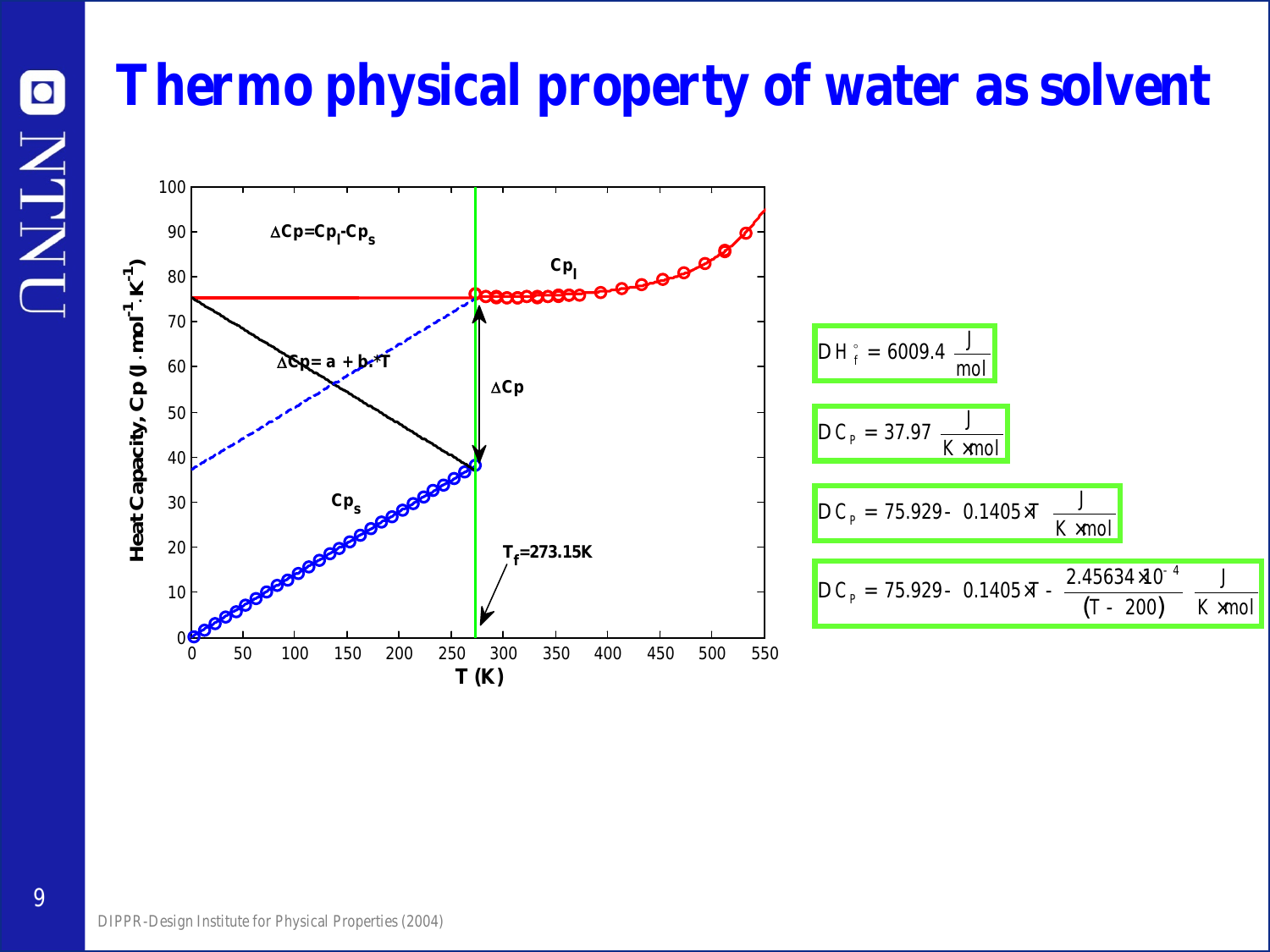# Thermo physical property of water as solvent

$$\Delta H_f^\circ = 6009.4 \ \frac{J}{mol}$$

$$\Delta C_p = 37.97 \ \frac{J}{K \cdot mol}$$

$$\Delta C_p = 75.929 - 0.1405 \cdot T \ \frac{J}{K \cdot mol}$$

$$\Delta C_p = 75.929 - 0.1405 \cdot T - \frac{2.45634 \cdot 10^{-4}}{(T - 200)} \ \frac{J}{K \cdot mol}$$

DIPPR-Design Institute for Physical Properties (2004)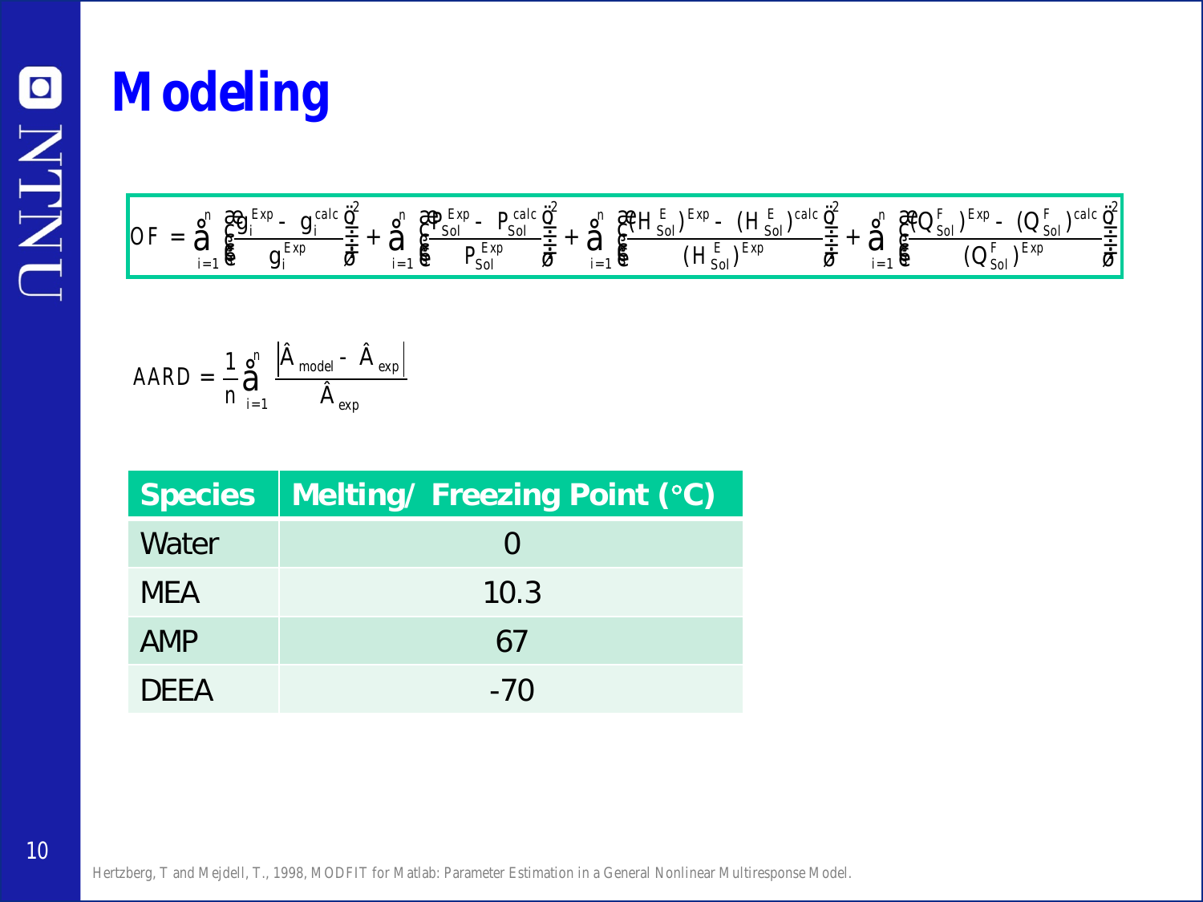# Modeling

$$OF = \sum_{i=1}^{n}\left(\frac{\gamma_i^{Exp} - \gamma_i^{calc}}{\gamma_i^{Exp}}\right)^2 + \sum_{i=1}^{n}\left(\frac{P_{Sol}^{Exp} - P_{Sol}^{calc}}{P_{Sol}^{Exp}}\right)^2 + \sum_{i=1}^{n}\left(\frac{(H_{Sol}^{E})^{Exp} - (H_{Sol}^{E})^{calc}}{(H_{Sol}^{E})^{Exp}}\right)^2 + \sum_{i=1}^{n}\left(\frac{(Q_{Sol}^{F})^{Exp} - (Q_{Sol}^{F})^{calc}}{(Q_{Sol}^{F})^{Exp}}\right)^2$$

$$AARD = \frac{1}{n}\sum_{i=1}^{n}\frac{\left|\Re_{model} - \Re_{exp}\right|}{\Re_{exp}}$$

| Species | Melting/ Freezing Point (°C) |
|---|---|
| Water | 0 |
| MEA | 10.3 |
| AMP | 67 |
| DEEA | -70 |

Hertzberg, T and Mejdell, T., 1998, MODFIT for Matlab: Parameter Estimation in a General Nonlinear Multiresponse Model.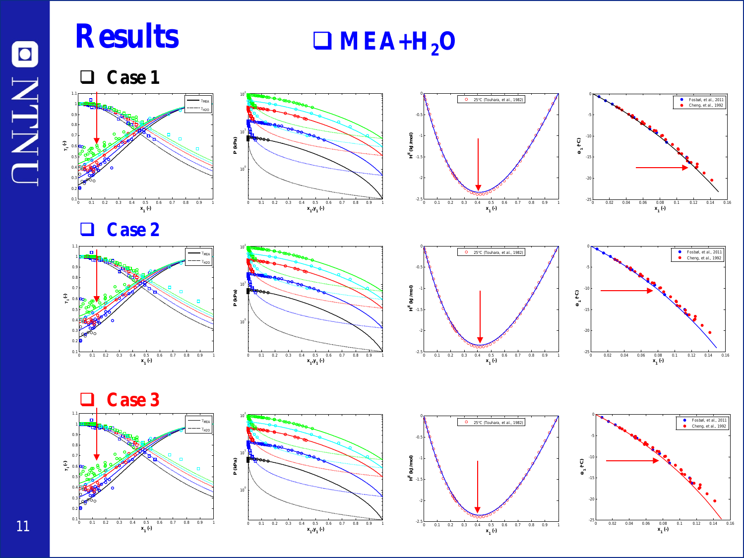# Results

## ❑ MEA+$H_2O$

### ❑ Case 1

### ❑ Case 2

### ❑ Case 3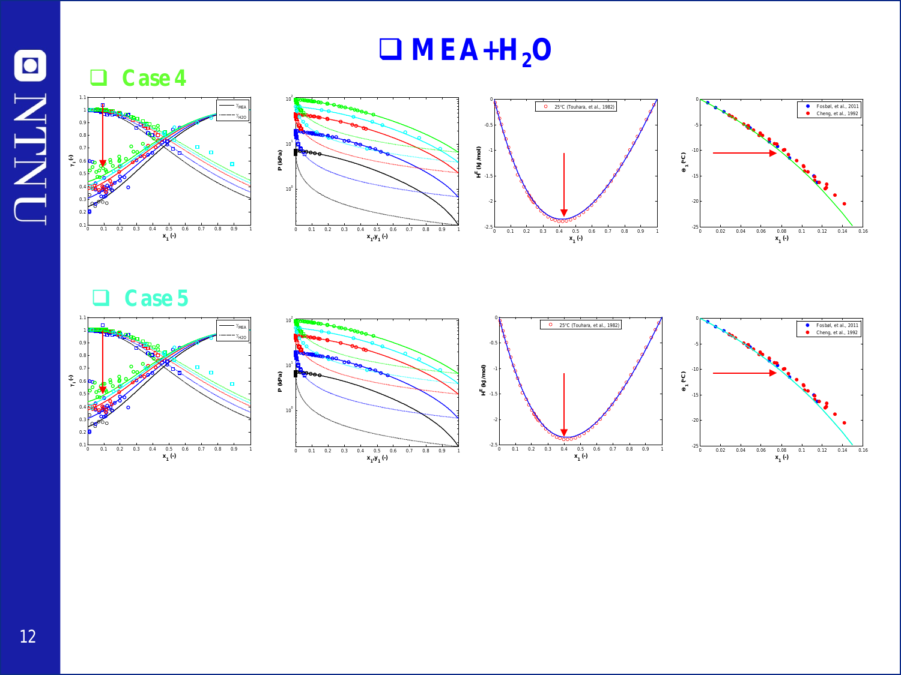# ❑ MEA+$H_2O$

## ❑ Case 4

## ❑ Case 5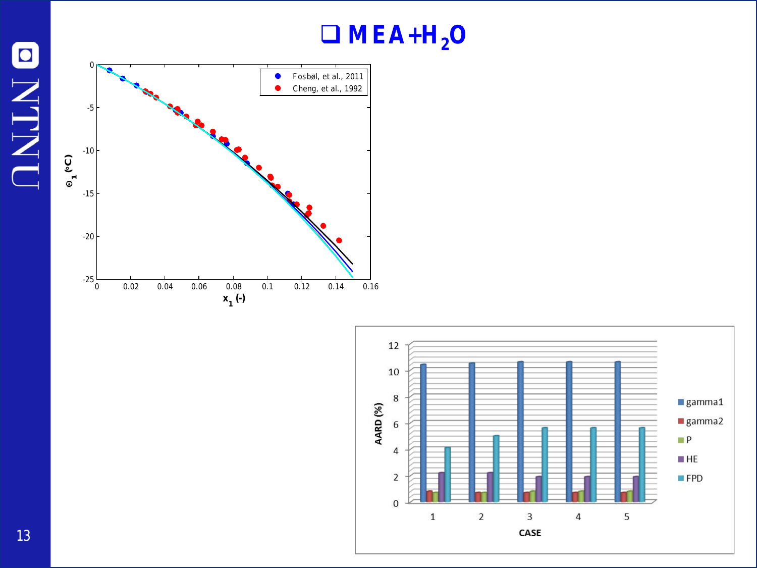# $MEA + H_2O$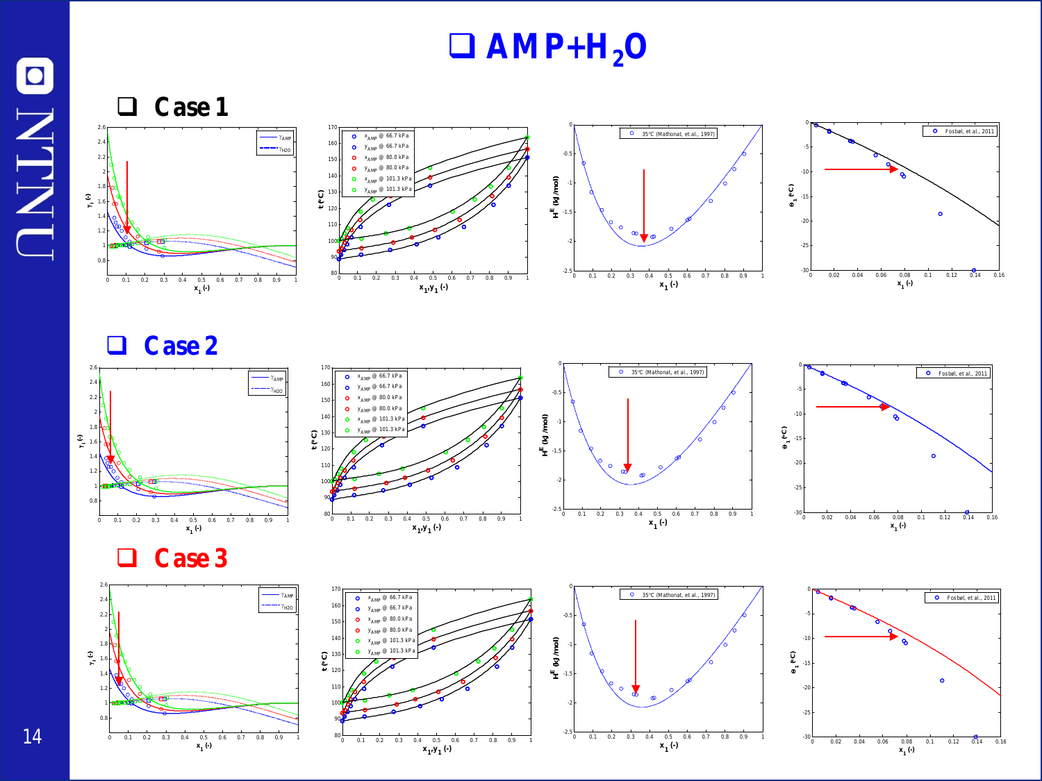# AMP+$H_2O$

## Case 1

## Case 2

## Case 3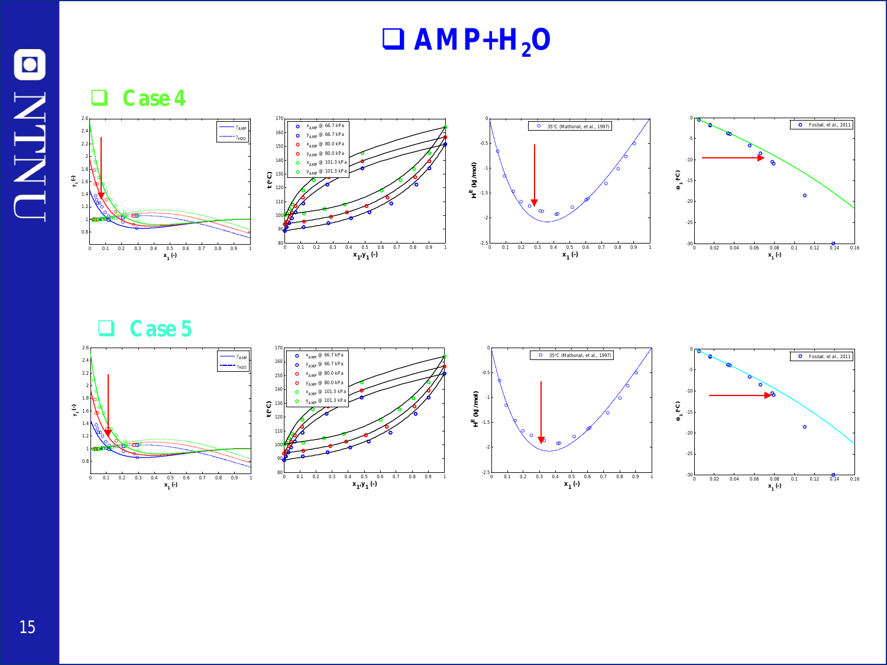# AMP+$H_2O$

## Case 4

## Case 5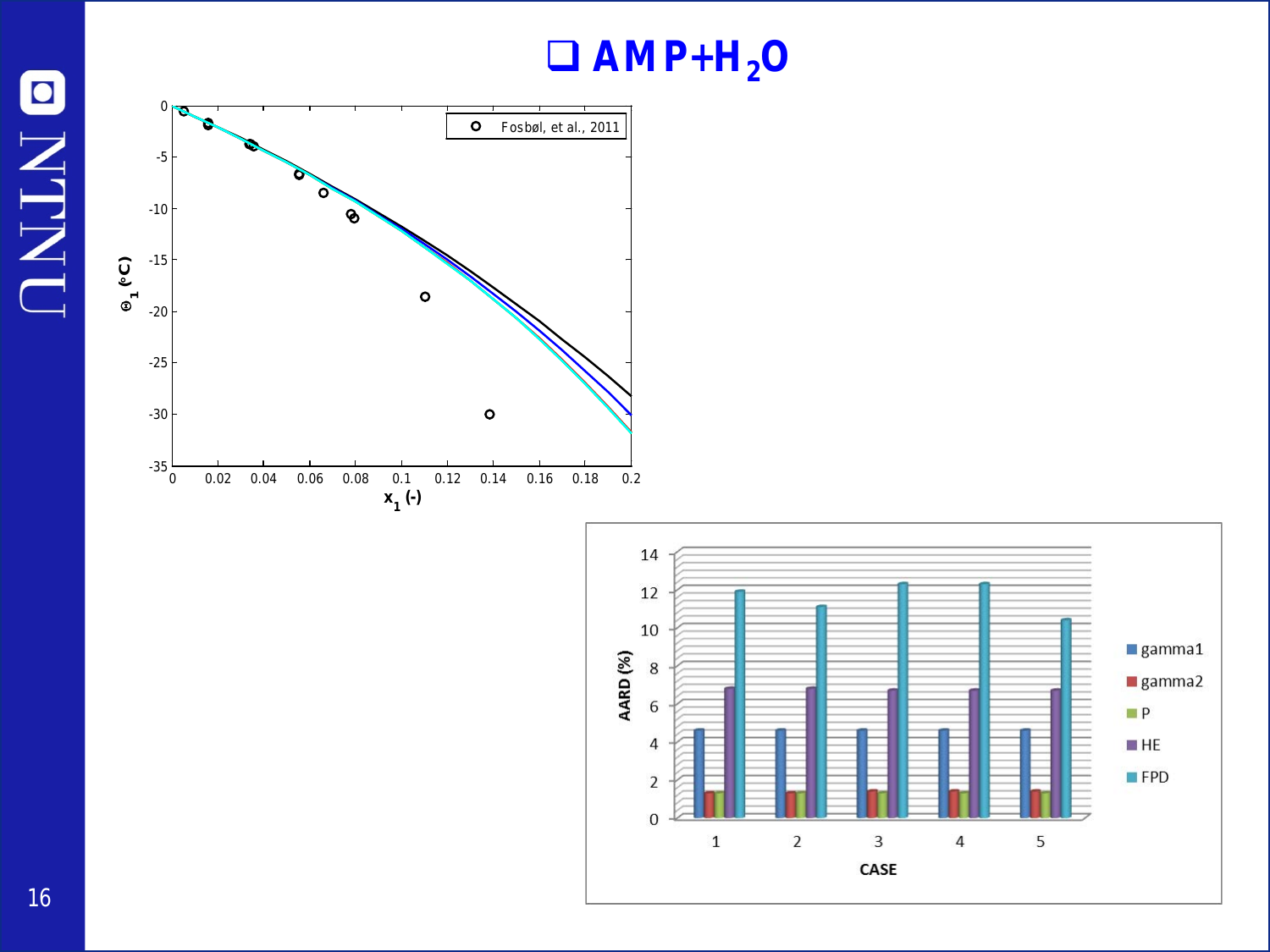# AMP+$H_2O$

| CASE | gamma1 | gamma2 | P | HE | FPD |
|---|---|---|---|---|---|
| 1 | 4.6 | 1.3 | 1.3 | 6.8 | 11.9 |
| 2 | 4.6 | 1.3 | 1.3 | 6.8 | 11.1 |
| 3 | 4.6 | 1.4 | 1.3 | 6.7 | 12.3 |
| 4 | 4.6 | 1.4 | 1.3 | 6.7 | 12.3 |
| 5 | 4.6 | 1.4 | 1.3 | 6.7 | 10.4 |

AARD (%)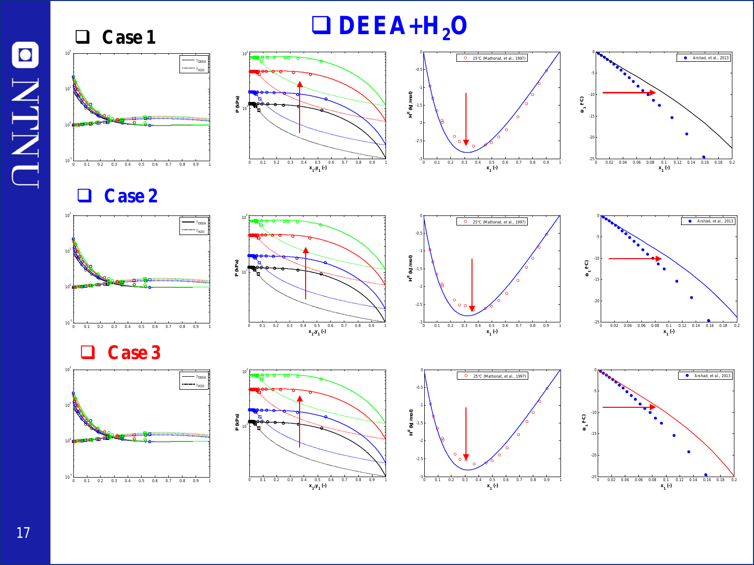# DEEA+$H_2O$

## Case 1

## Case 2

## Case 3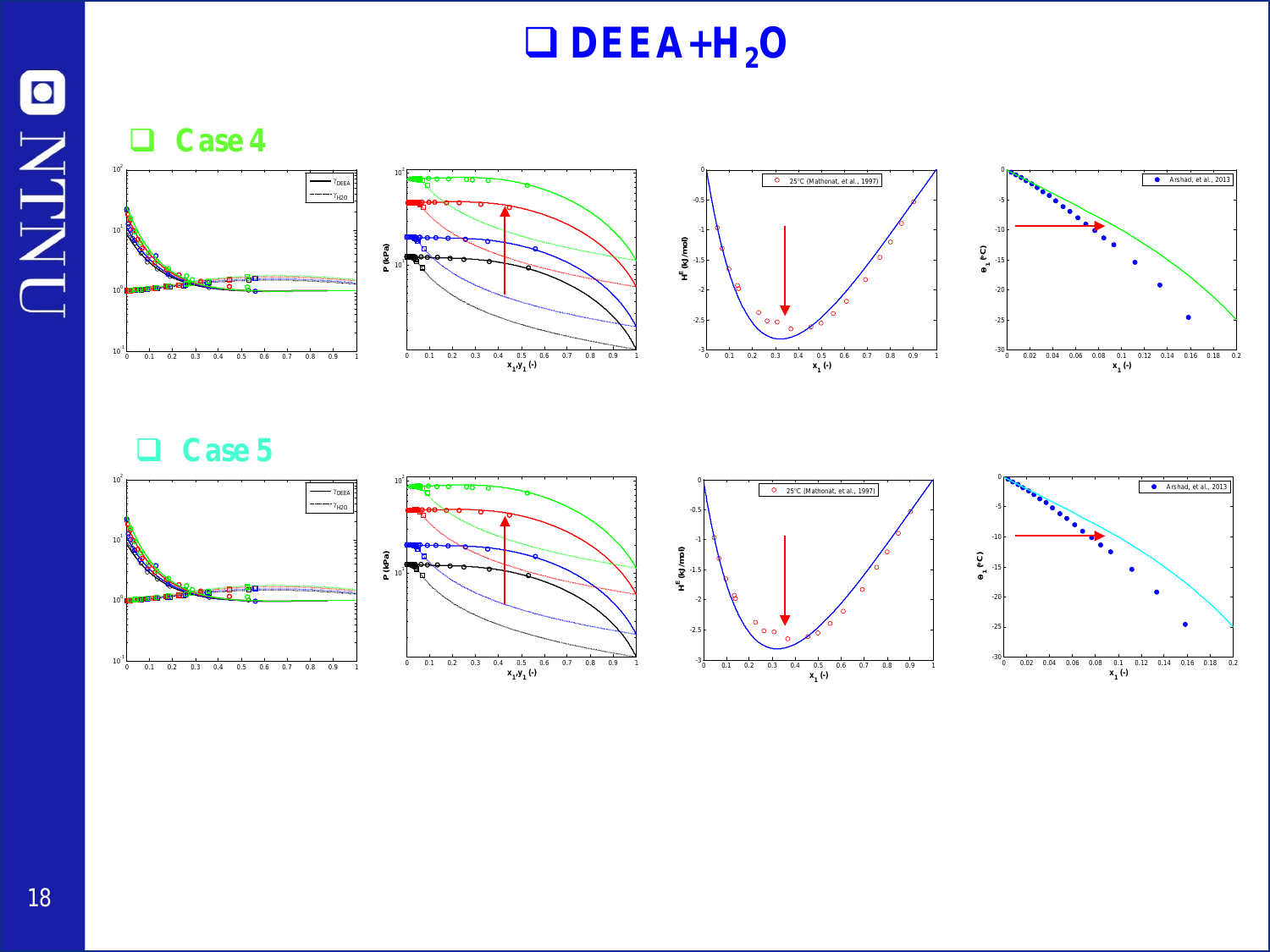# DEEA+$H_2O$

## Case 4

## Case 5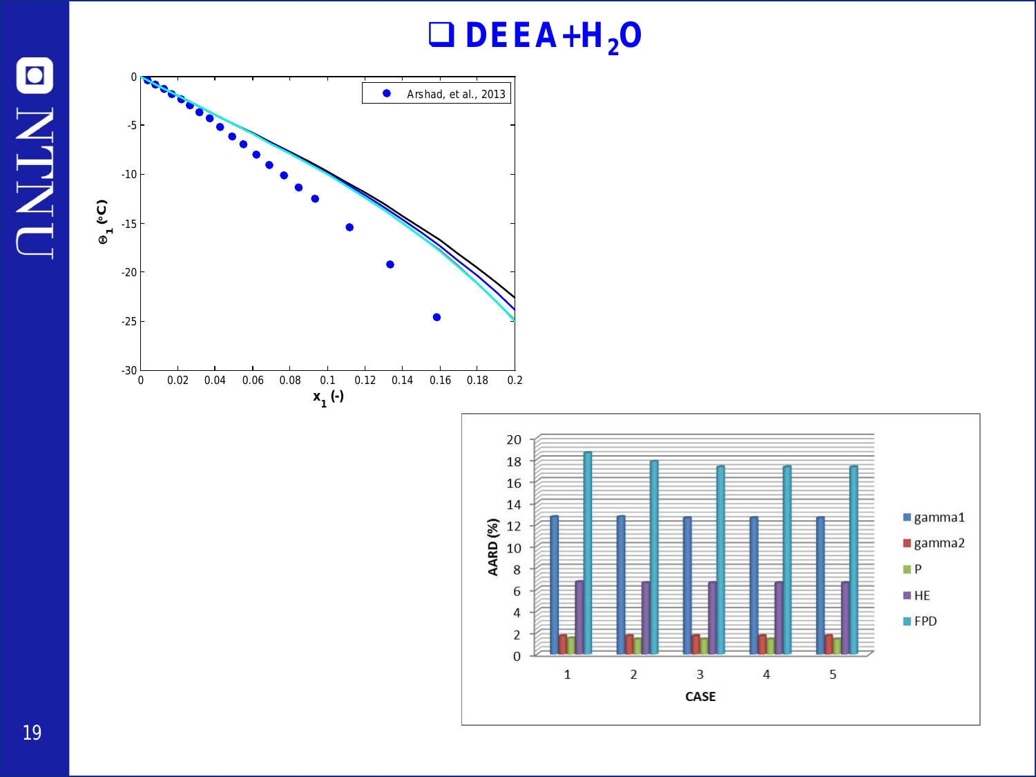# DEEA+$H_2O$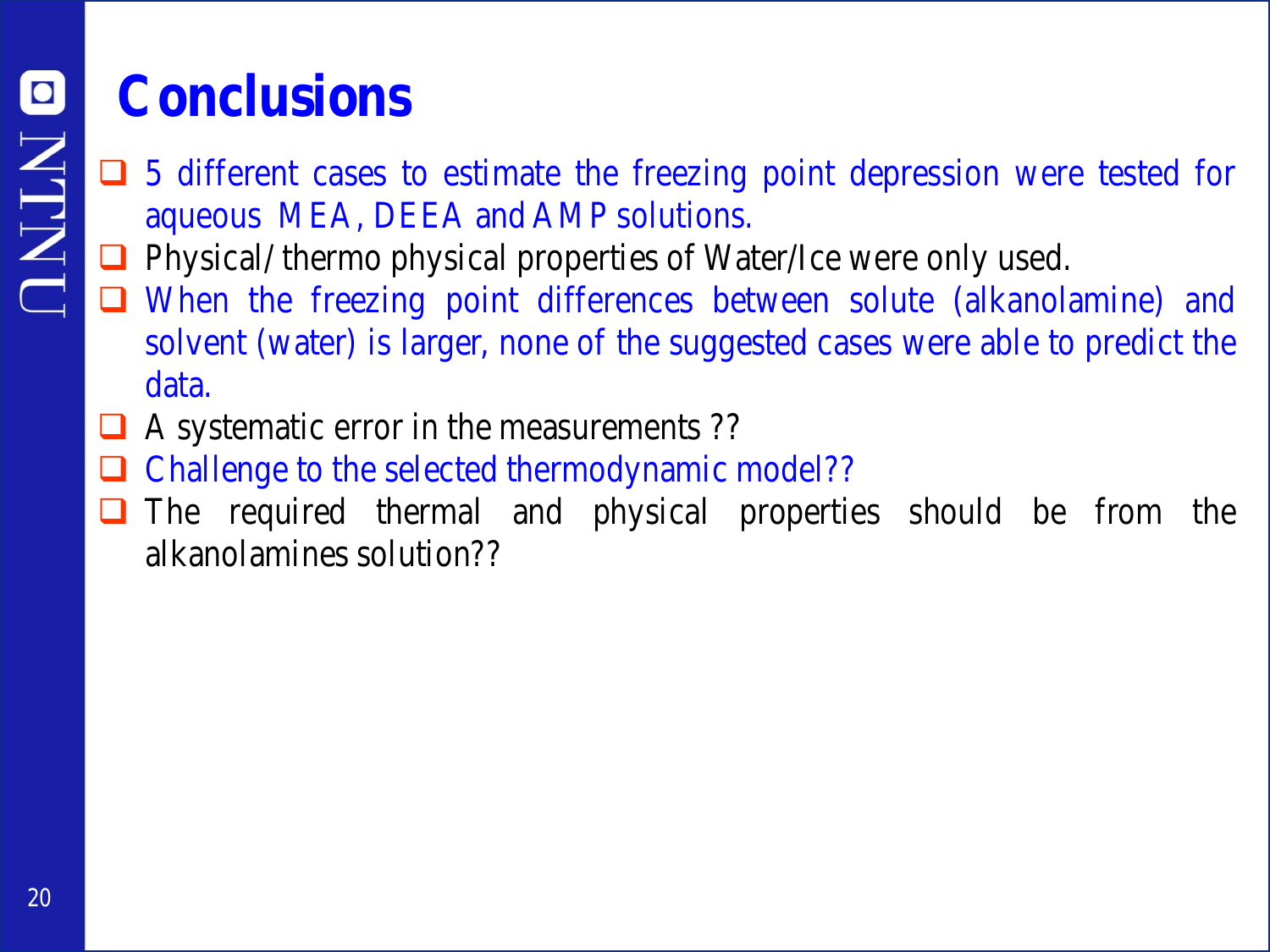# Conclusions

- 5 different cases to estimate the freezing point depression were tested for aqueous MEA, DEEA and AMP solutions.
- Physical/thermo physical properties of Water/Ice were only used.
- When the freezing point differences between solute (alkanolamine) and solvent (water) is larger, none of the suggested cases were able to predict the data.
- A systematic error in the measurements ??
- Challenge to the selected thermodynamic model??
- The required thermal and physical properties should be from the alkanolamines solution??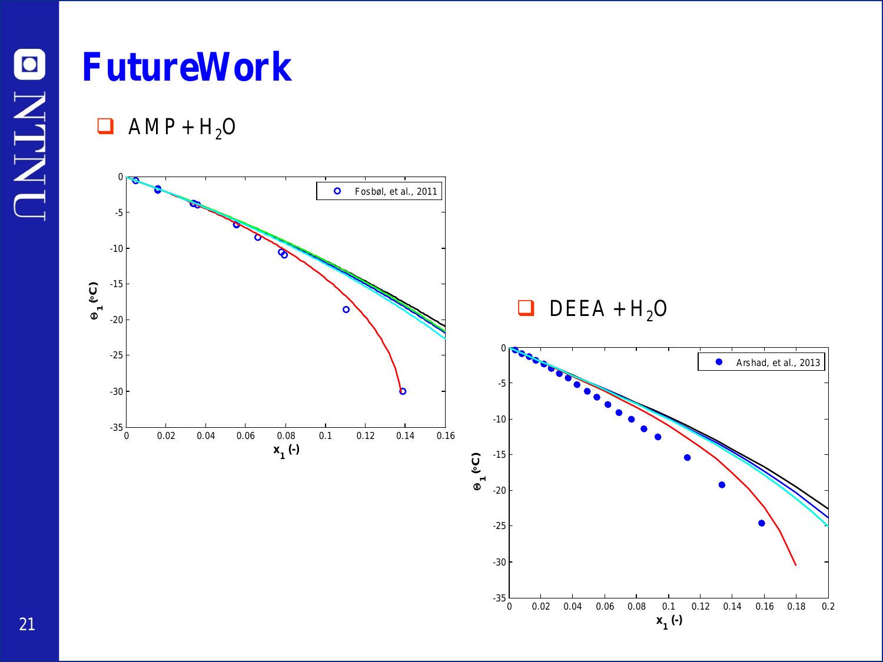# FutureWork

- $AMP + H_2O$

- $DEEA + H_2O$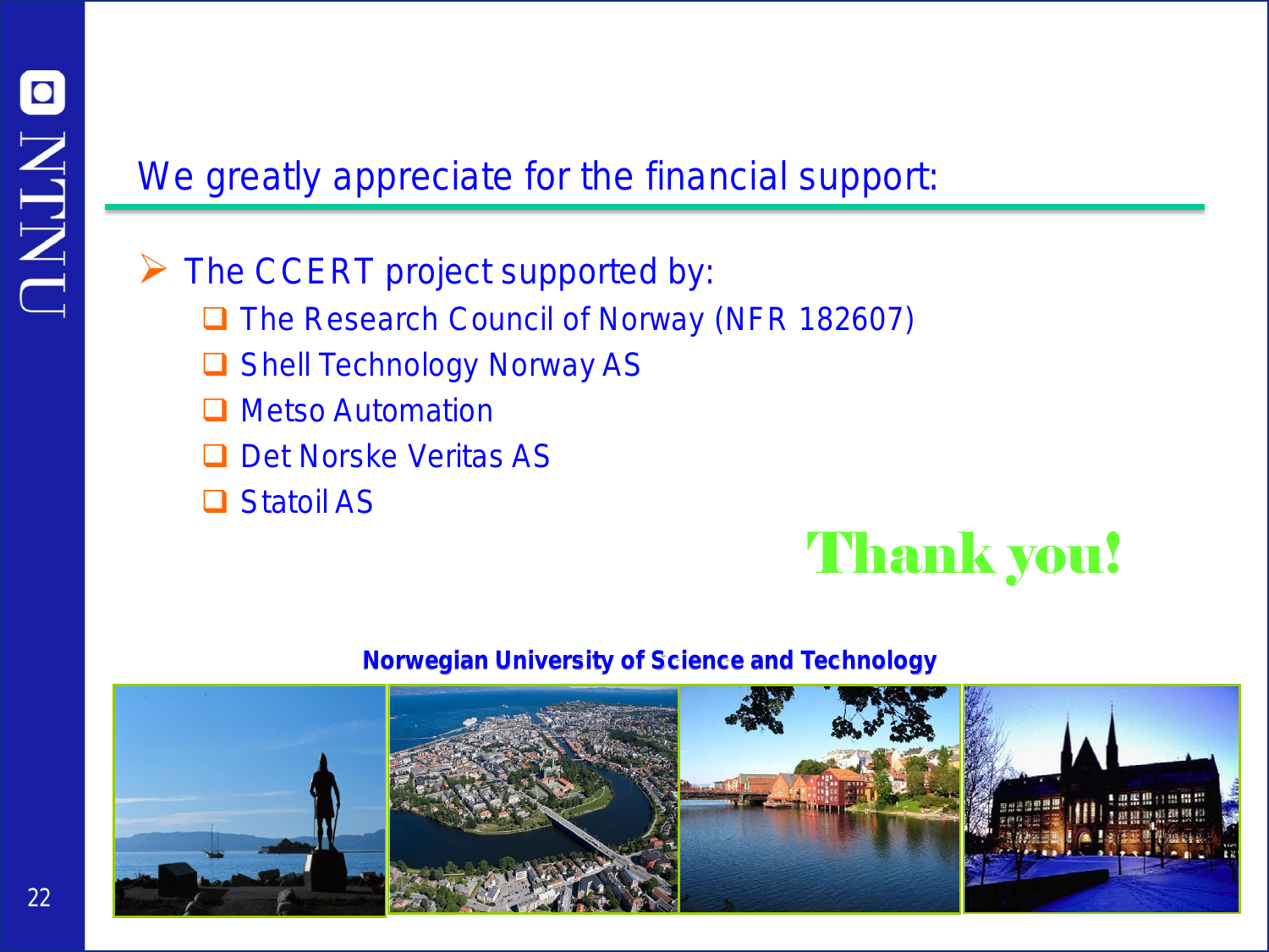## We greatly appreciate for the financial support:

- The CCERT project supported by:
  - The Research Council of Norway (NFR 182607)
  - Shell Technology Norway AS
  - Metso Automation
  - Det Norske Veritas AS
  - Statoil AS

**Thank you!**

**Norwegian University of Science and Technology**